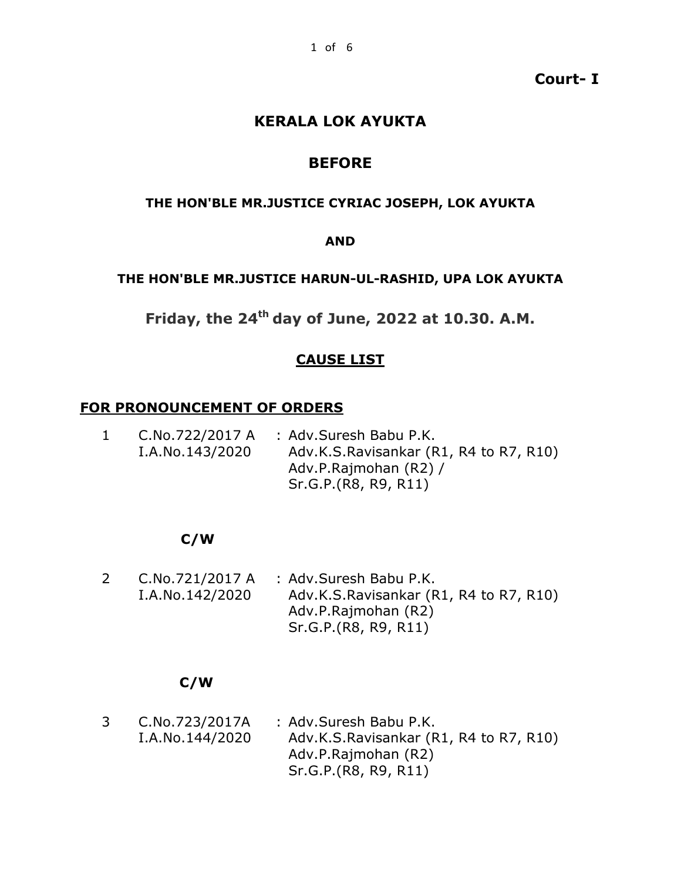**Court- I**

# KERALA LOK AYUKTA

## BEFORE

**THE HON'BLE MR.JUSTICE CYRIAC JOSEPH, LOK AYUKTA**

**AND**

**THE HON'BLE MR.JUSTICE HARUN-UL-RASHID, UPA LOK AYUKTA**

**Friday, the 24th day of June, 2022 at 10.30. A.M.**

## CAUSE LIST

### FOR PRONOUNCEMENT OF ORDERS

| | | |
|---|---|---|
| 1 | C.No.722/2017 A<br>I.A.No.143/2020 | : Adv.Suresh Babu P.K.<br>Adv.K.S.Ravisankar (R1, R4 to R7, R10)<br>Adv.P.Rajmohan (R2) /<br>Sr.G.P.(R8, R9, R11) |

**C/W**

| | | |
|---|---|---|
| 2 | C.No.721/2017 A<br>I.A.No.142/2020 | : Adv.Suresh Babu P.K.<br>Adv.K.S.Ravisankar (R1, R4 to R7, R10)<br>Adv.P.Rajmohan (R2)<br>Sr.G.P.(R8, R9, R11) |

**C/W**

| | | |
|---|---|---|
| 3 | C.No.723/2017A<br>I.A.No.144/2020 | : Adv.Suresh Babu P.K.<br>Adv.K.S.Ravisankar (R1, R4 to R7, R10)<br>Adv.P.Rajmohan (R2)<br>Sr.G.P.(R8, R9, R11) |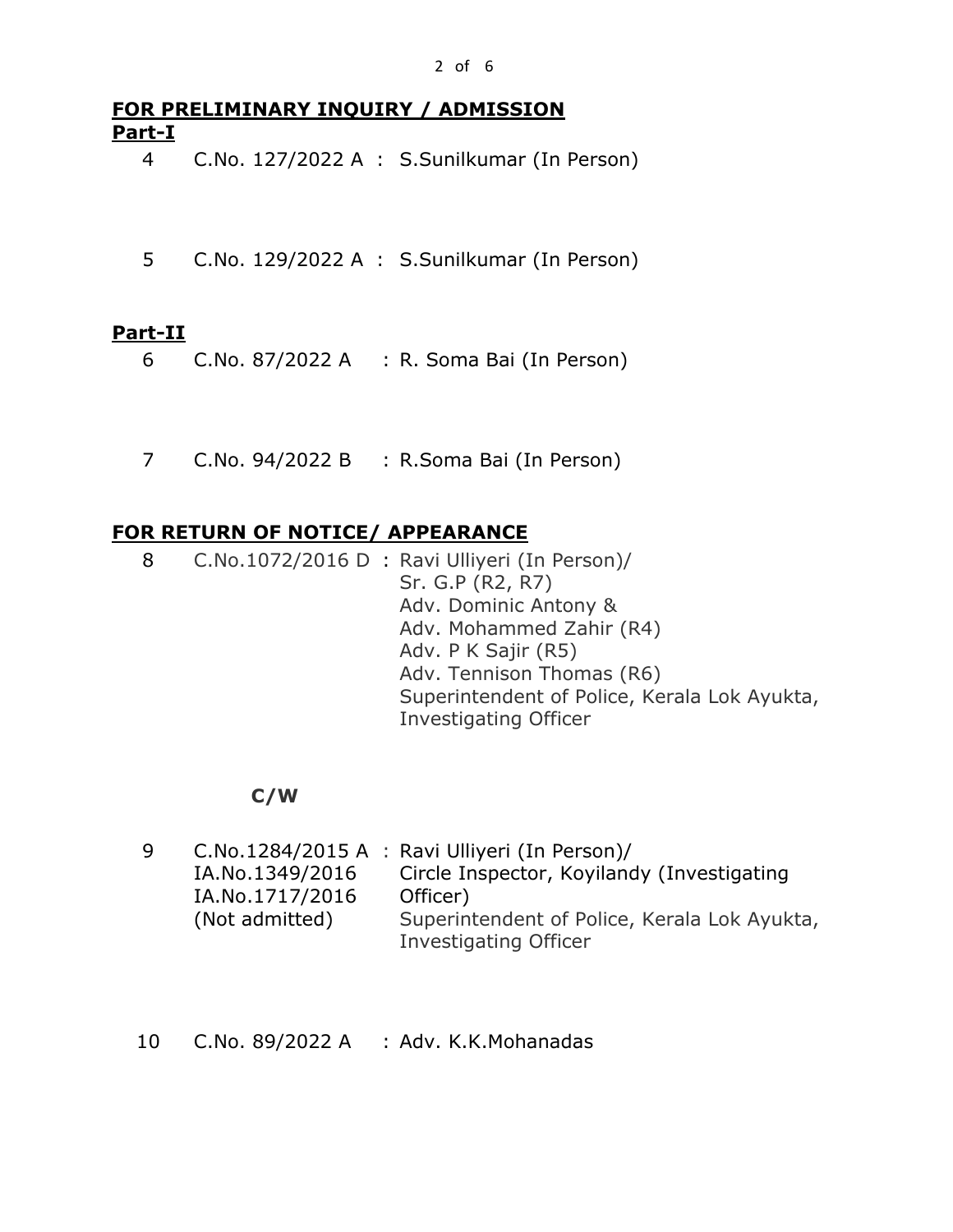## **FOR PRELIMINARY INQUIRY / ADMISSION**

### **Part-I**

| | | |
|---|---|---|
| 4 | C.No. 127/2022 A | : S.Sunilkumar (In Person) |
| 5 | C.No. 129/2022 A | : S.Sunilkumar (In Person) |

### **Part-II**

| | | |
|---|---|---|
| 6 | C.No. 87/2022 A | : R. Soma Bai (In Person) |
| 7 | C.No. 94/2022 B | : R.Soma Bai (In Person) |

## **FOR RETURN OF NOTICE/ APPEARANCE**

| | | |
|---|---|---|
| 8 | C.No.1072/2016 D | : Ravi Ulliyeri (In Person)/<br>Sr. G.P (R2, R7)<br>Adv. Dominic Antony &<br>Adv. Mohammed Zahir (R4)<br>Adv. P K Sajir (R5)<br>Adv. Tennison Thomas (R6)<br>Superintendent of Police, Kerala Lok Ayukta, Investigating Officer |

**C/W**

| | | |
|---|---|---|
| 9 | C.No.1284/2015 A<br>IA.No.1349/2016<br>IA.No.1717/2016<br>(Not admitted) | : Ravi Ulliyeri (In Person)/<br>Circle Inspector, Koyilandy (Investigating Officer)<br>Superintendent of Police, Kerala Lok Ayukta, Investigating Officer |
| 10 | C.No. 89/2022 A | : Adv. K.K.Mohanadas |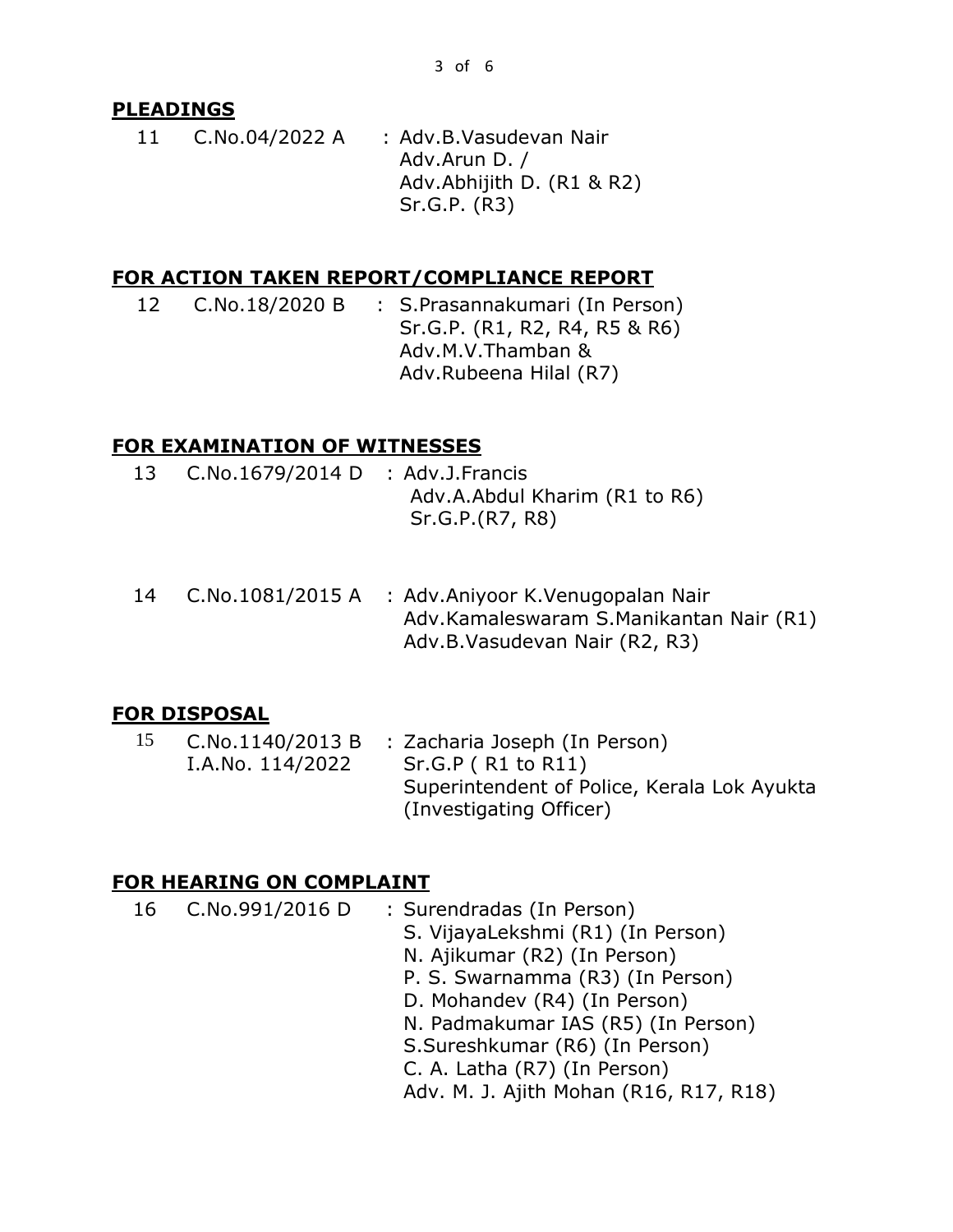## PLEADINGS

| | | |
|---|---|---|
| 11 | C.No.04/2022 A | : Adv.B.Vasudevan Nair<br>Adv.Arun D. /<br>Adv.Abhijith D. (R1 & R2)<br>Sr.G.P. (R3) |

## FOR ACTION TAKEN REPORT/COMPLIANCE REPORT

| | | |
|---|---|---|
| 12 | C.No.18/2020 B | : S.Prasannakumari (In Person)<br>Sr.G.P. (R1, R2, R4, R5 & R6)<br>Adv.M.V.Thamban &<br>Adv.Rubeena Hilal (R7) |

## FOR EXAMINATION OF WITNESSES

| | | |
|---|---|---|
| 13 | C.No.1679/2014 D | : Adv.J.Francis<br>Adv.A.Abdul Kharim (R1 to R6)<br>Sr.G.P.(R7, R8) |
| 14 | C.No.1081/2015 A | : Adv.Aniyoor K.Venugopalan Nair<br>Adv.Kamaleswaram S.Manikantan Nair (R1)<br>Adv.B.Vasudevan Nair (R2, R3) |

## FOR DISPOSAL

| | | |
|---|---|---|
| 15 | C.No.1140/2013 B<br>I.A.No. 114/2022 | : Zacharia Joseph (In Person)<br>Sr.G.P ( R1 to R11)<br>Superintendent of Police, Kerala Lok Ayukta (Investigating Officer) |

## FOR HEARING ON COMPLAINT

| | | |
|---|---|---|
| 16 | C.No.991/2016 D | : Surendradas (In Person)<br>S. VijayaLekshmi (R1) (In Person)<br>N. Ajikumar (R2) (In Person)<br>P. S. Swarnamma (R3) (In Person)<br>D. Mohandev (R4) (In Person)<br>N. Padmakumar IAS (R5) (In Person)<br>S.Sureshkumar (R6) (In Person)<br>C. A. Latha (R7) (In Person)<br>Adv. M. J. Ajith Mohan (R16, R17, R18) |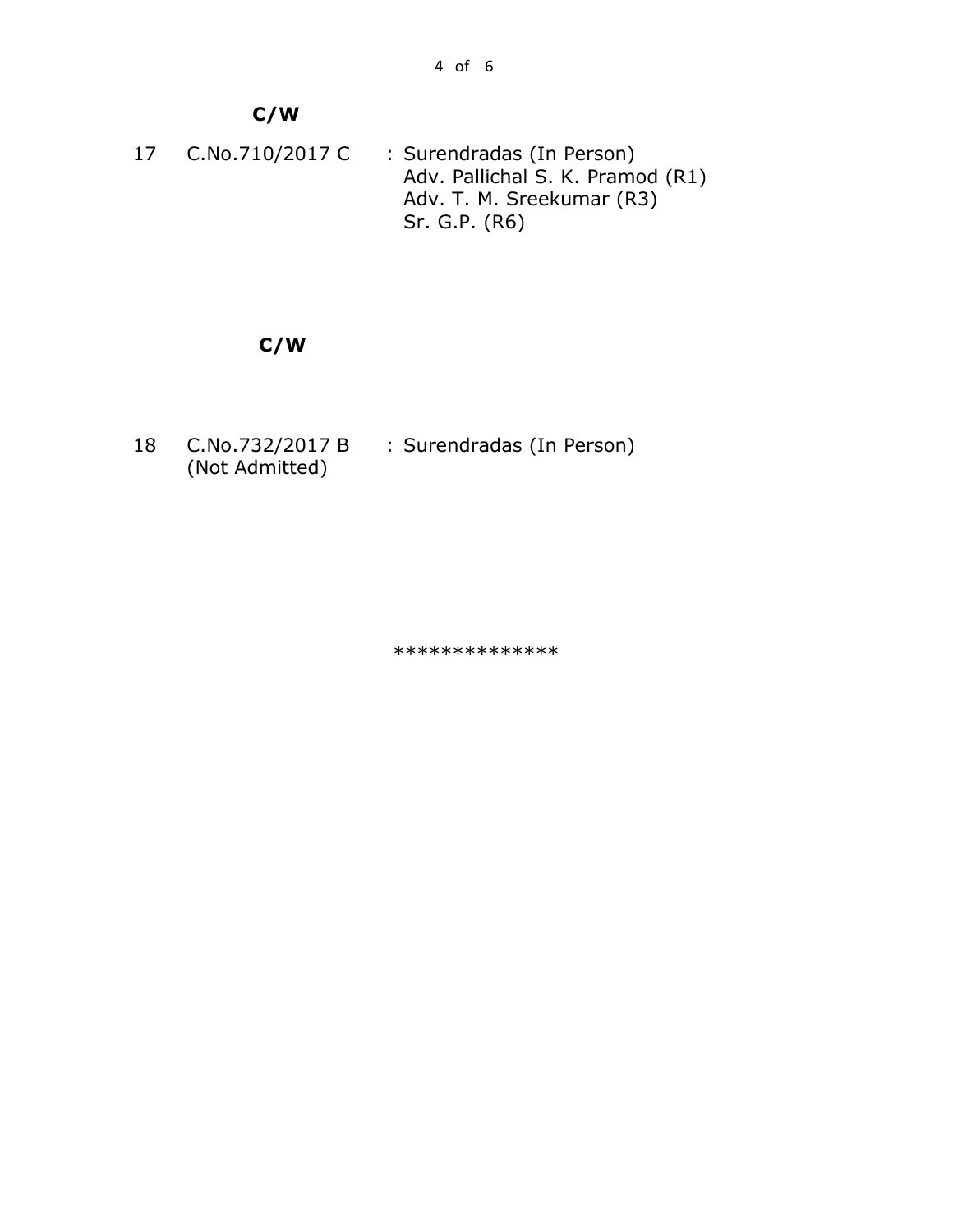**C/W**

| | | |
|---|---|---|
| 17 | C.No.710/2017 C | : Surendradas (In Person)<br>Adv. Pallichal S. K. Pramod (R1)<br>Adv. T. M. Sreekumar (R3)<br>Sr. G.P. (R6) |

**C/W**

| | | |
|---|---|---|
| 18 | C.No.732/2017 B<br>(Not Admitted) | : Surendradas (In Person) |

**************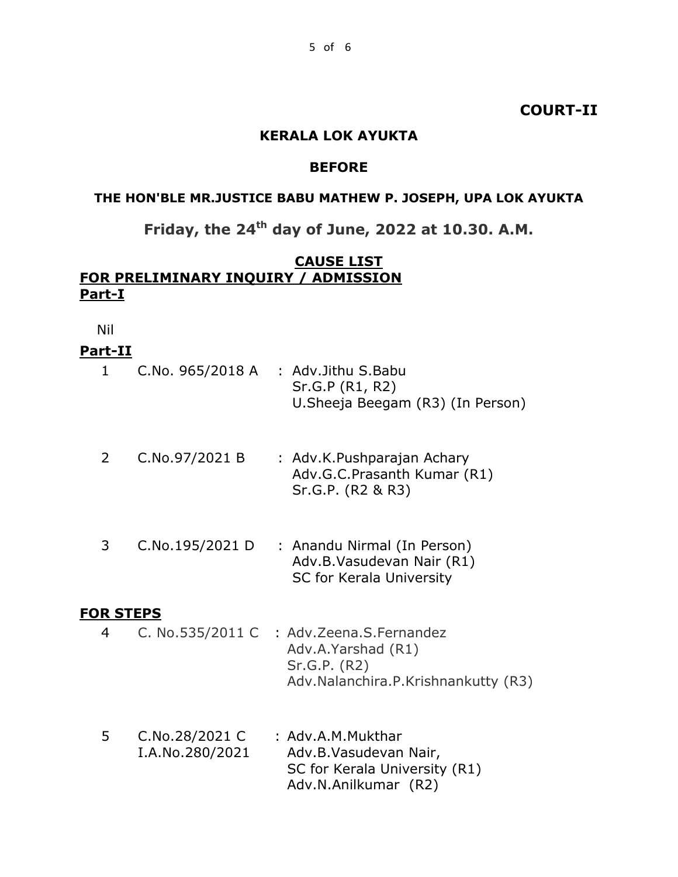**COURT-II**

**KERALA LOK AYUKTA**

**BEFORE**

**THE HON'BLE MR.JUSTICE BABU MATHEW P. JOSEPH, UPA LOK AYUKTA**

**Friday, the 24th day of June, 2022 at 10.30. A.M.**

**CAUSE LIST**

**FOR PRELIMINARY INQUIRY / ADMISSION**

**Part-I**

Nil

**Part-II**

| No. | Case | Counsel |
|---|---|---|
| 1 | C.No. 965/2018 A | : Adv.Jithu S.Babu<br>Sr.G.P (R1, R2)<br>U.Sheeja Beegam (R3) (In Person) |
| 2 | C.No.97/2021 B | : Adv.K.Pushparajan Achary<br>Adv.G.C.Prasanth Kumar (R1)<br>Sr.G.P. (R2 & R3) |
| 3 | C.No.195/2021 D | : Anandu Nirmal (In Person)<br>Adv.B.Vasudevan Nair (R1)<br>SC for Kerala University |

**FOR STEPS**

| No. | Case | Counsel |
|---|---|---|
| 4 | C. No.535/2011 C | : Adv.Zeena.S.Fernandez<br>Adv.A.Yarshad (R1)<br>Sr.G.P. (R2)<br>Adv.Nalanchira.P.Krishnankutty (R3) |
| 5 | C.No.28/2021 C<br>I.A.No.280/2021 | : Adv.A.M.Mukthar<br>Adv.B.Vasudevan Nair,<br>SC for Kerala University (R1)<br>Adv.N.Anilkumar (R2) |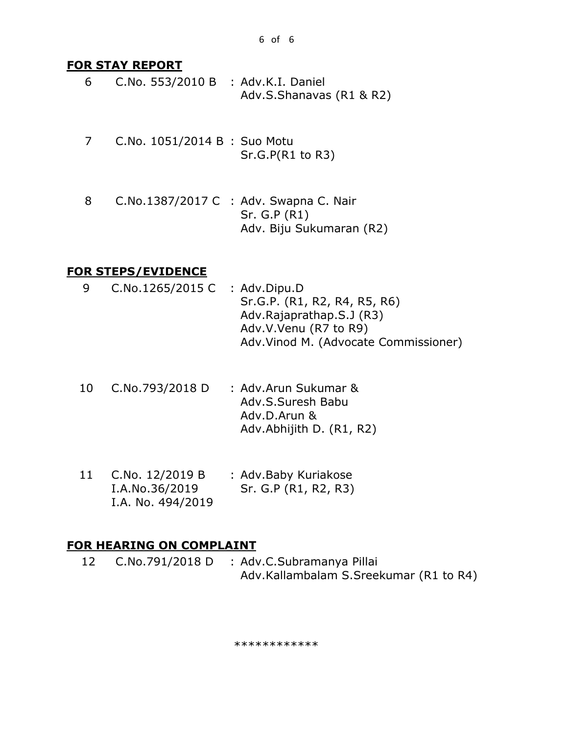**FOR STAY REPORT**

| | | |
|---|---|---|
| 6 | C.No. 553/2010 B | : Adv.K.I. Daniel<br>Adv.S.Shanavas (R1 & R2) |
| 7 | C.No. 1051/2014 B | : Suo Motu<br>Sr.G.P(R1 to R3) |
| 8 | C.No.1387/2017 C | : Adv. Swapna C. Nair<br>Sr. G.P (R1)<br>Adv. Biju Sukumaran (R2) |

**FOR STEPS/EVIDENCE**

| | | |
|---|---|---|
| 9 | C.No.1265/2015 C | : Adv.Dipu.D<br>Sr.G.P. (R1, R2, R4, R5, R6)<br>Adv.Rajaprathap.S.J (R3)<br>Adv.V.Venu (R7 to R9)<br>Adv.Vinod M. (Advocate Commissioner) |
| 10 | C.No.793/2018 D | : Adv.Arun Sukumar &<br>Adv.S.Suresh Babu<br>Adv.D.Arun &<br>Adv.Abhijith D. (R1, R2) |
| 11 | C.No. 12/2019 B<br>I.A.No.36/2019<br>I.A. No. 494/2019 | : Adv.Baby Kuriakose<br>Sr. G.P (R1, R2, R3) |

**FOR HEARING ON COMPLAINT**

| | | |
|---|---|---|
| 12 | C.No.791/2018 D | : Adv.C.Subramanya Pillai<br>Adv.Kallambalam S.Sreekumar (R1 to R4) |

************